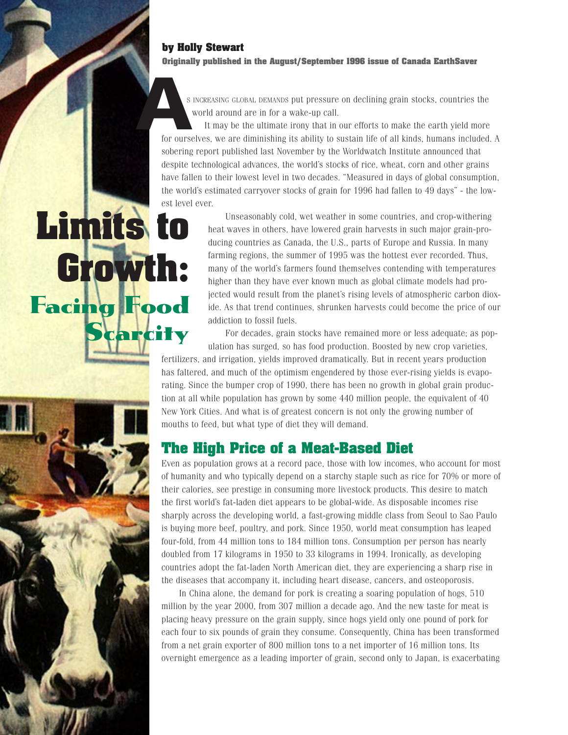# Limits to Growth: Facing Food Scarcity

**by Holly Stewart**

**Originally published in the August/September 1996 issue of Canada EarthSaver**

As increasing global demands put pressure on declining grain stocks, countries the world around are in for a wake-up call.

It may be the ultimate irony that in our efforts to make the earth yield more for ourselves, we are diminishing its ability to sustain life of all kinds, humans included. A sobering report published last November by the Worldwatch Institute announced that despite technological advances, the world's stocks of rice, wheat, corn and other grains have fallen to their lowest level in two decades. "Measured in days of global consumption, the world's estimated carryover stocks of grain for 1996 had fallen to 49 days" - the lowest level ever.

Unseasonably cold, wet weather in some countries, and crop-withering heat waves in others, have lowered grain harvests in such major grain-producing countries as Canada, the U.S., parts of Europe and Russia. In many farming regions, the summer of 1995 was the hottest ever recorded. Thus, many of the world's farmers found themselves contending with temperatures higher than they have ever known much as global climate models had projected would result from the planet's rising levels of atmospheric carbon dioxide. As that trend continues, shrunken harvests could become the price of our addiction to fossil fuels.

For decades, grain stocks have remained more or less adequate; as population has surged, so has food production. Boosted by new crop varieties, fertilizers, and irrigation, yields improved dramatically. But in recent years production has faltered, and much of the optimism engendered by those ever-rising yields is evaporating. Since the bumper crop of 1990, there has been no growth in global grain production at all while population has grown by some 440 million people, the equivalent of 40 New York Cities. And what is of greatest concern is not only the growing number of mouths to feed, but what type of diet they will demand.

## The High Price of a Meat-Based Diet

Even as population grows at a record pace, those with low incomes, who account for most of humanity and who typically depend on a starchy staple such as rice for 70% or more of their calories, see prestige in consuming more livestock products. This desire to match the first world's fat-laden diet appears to be global-wide. As disposable incomes rise sharply across the developing world, a fast-growing middle class from Seoul to Sao Paulo is buying more beef, poultry, and pork. Since 1950, world meat consumption has leaped four-fold, from 44 million tons to 184 million tons. Consumption per person has nearly doubled from 17 kilograms in 1950 to 33 kilograms in 1994. Ironically, as developing countries adopt the fat-laden North American diet, they are experiencing a sharp rise in the diseases that accompany it, including heart disease, cancers, and osteoporosis.

In China alone, the demand for pork is creating a soaring population of hogs, 510 million by the year 2000, from 307 million a decade ago. And the new taste for meat is placing heavy pressure on the grain supply, since hogs yield only one pound of pork for each four to six pounds of grain they consume. Consequently, China has been transformed from a net grain exporter of 800 million tons to a net importer of 16 million tons. Its overnight emergence as a leading importer of grain, second only to Japan, is exacerbating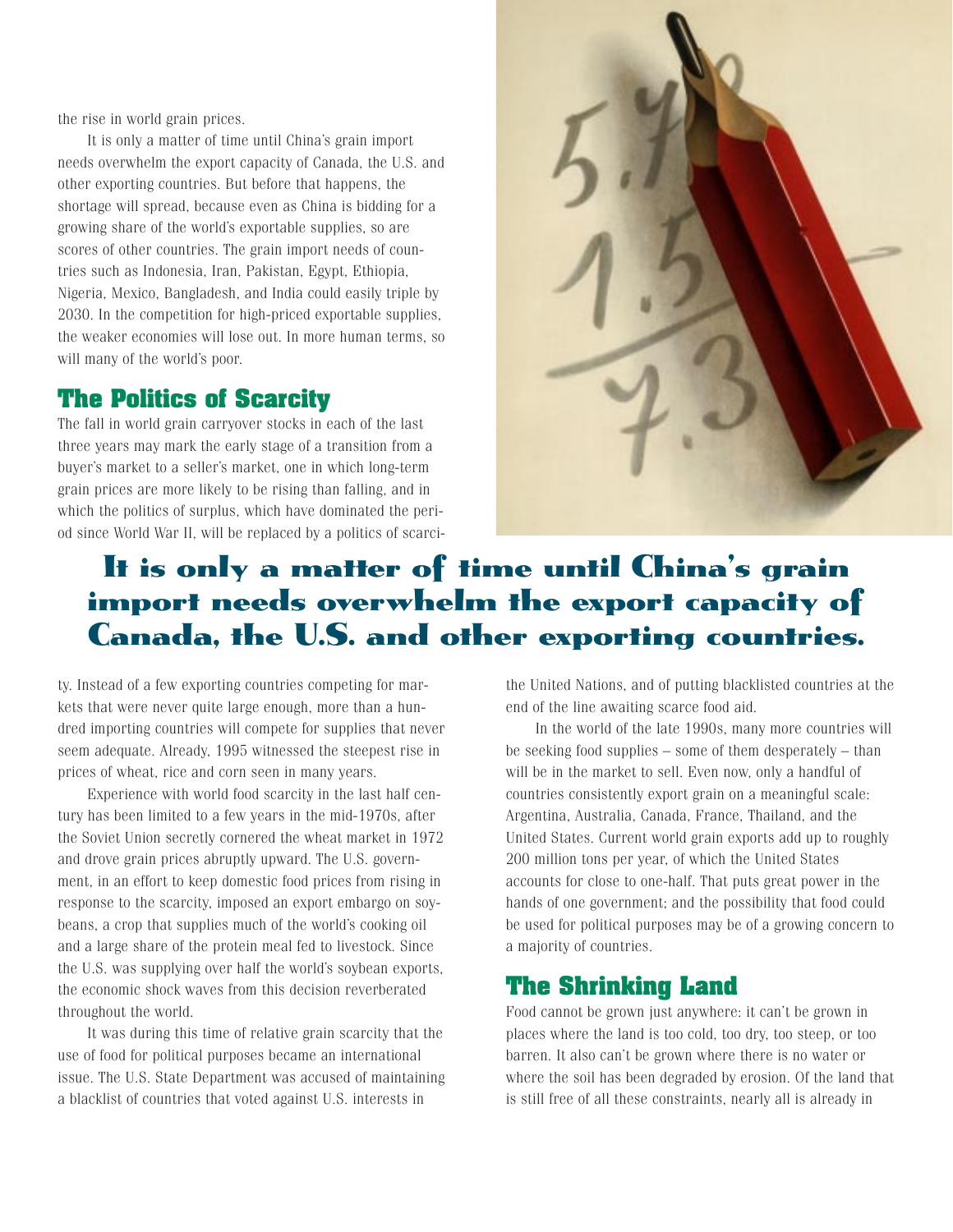the rise in world grain prices.

It is only a matter of time until China's grain import needs overwhelm the export capacity of Canada, the U.S. and other exporting countries. But before that happens, the shortage will spread, because even as China is bidding for a growing share of the world's exportable supplies, so are scores of other countries. The grain import needs of countries such as Indonesia, Iran, Pakistan, Egypt, Ethiopia, Nigeria, Mexico, Bangladesh, and India could easily triple by 2030. In the competition for high-priced exportable supplies, the weaker economies will lose out. In more human terms, so will many of the world's poor.

## The Politics of Scarcity

The fall in world grain carryover stocks in each of the last three years may mark the early stage of a transition from a buyer's market to a seller's market, one in which long-term grain prices are more likely to be rising than falling, and in which the politics of surplus, which have dominated the period since World War II, will be replaced by a politics of scarcity. Instead of a few exporting countries competing for markets that were never quite large enough, more than a hundred importing countries will compete for supplies that never seem adequate. Already, 1995 witnessed the steepest rise in prices of wheat, rice and corn seen in many years.

**It is only a matter of time until China's grain import needs overwhelm the export capacity of Canada, the U.S. and other exporting countries.**

Experience with world food scarcity in the last half century has been limited to a few years in the mid-1970s, after the Soviet Union secretly cornered the wheat market in 1972 and drove grain prices abruptly upward. The U.S. government, in an effort to keep domestic food prices from rising in response to the scarcity, imposed an export embargo on soybeans, a crop that supplies much of the world's cooking oil and a large share of the protein meal fed to livestock. Since the U.S. was supplying over half the world's soybean exports, the economic shock waves from this decision reverberated throughout the world.

It was during this time of relative grain scarcity that the use of food for political purposes became an international issue. The U.S. State Department was accused of maintaining a blacklist of countries that voted against U.S. interests in the United Nations, and of putting blacklisted countries at the end of the line awaiting scarce food aid.

In the world of the late 1990s, many more countries will be seeking food supplies – some of them desperately – than will be in the market to sell. Even now, only a handful of countries consistently export grain on a meaningful scale: Argentina, Australia, Canada, France, Thailand, and the United States. Current world grain exports add up to roughly 200 million tons per year, of which the United States accounts for close to one-half. That puts great power in the hands of one government; and the possibility that food could be used for political purposes may be of a growing concern to a majority of countries.

## The Shrinking Land

Food cannot be grown just anywhere: it can't be grown in places where the land is too cold, too dry, too steep, or too barren. It also can't be grown where there is no water or where the soil has been degraded by erosion. Of the land that is still free of all these constraints, nearly all is already in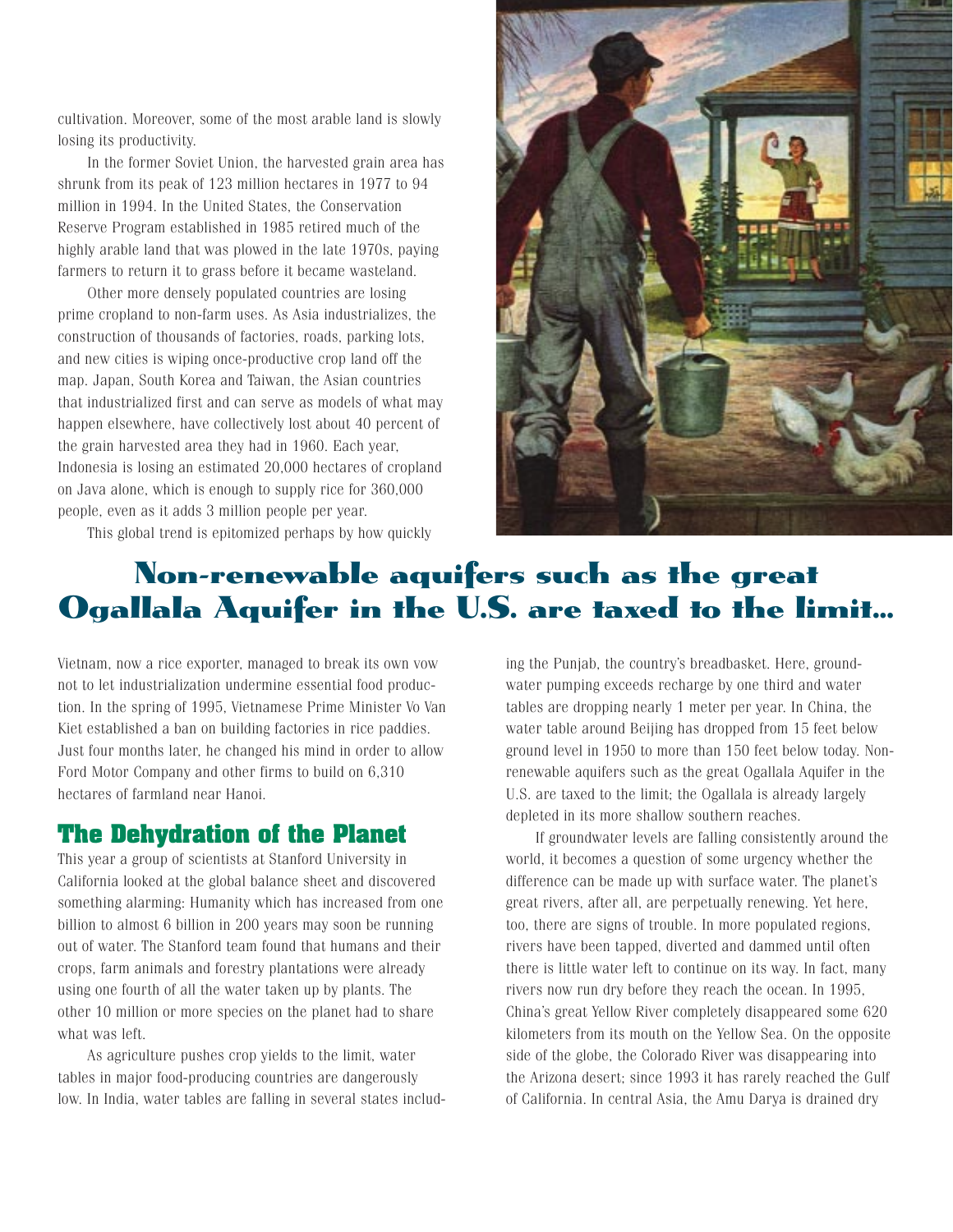cultivation. Moreover, some of the most arable land is slowly losing its productivity.

In the former Soviet Union, the harvested grain area has shrunk from its peak of 123 million hectares in 1977 to 94 million in 1994. In the United States, the Conservation Reserve Program established in 1985 retired much of the highly arable land that was plowed in the late 1970s, paying farmers to return it to grass before it became wasteland.

Other more densely populated countries are losing prime cropland to non-farm uses. As Asia industrializes, the construction of thousands of factories, roads, parking lots, and new cities is wiping once-productive crop land off the map. Japan, South Korea and Taiwan, the Asian countries that industrialized first and can serve as models of what may happen elsewhere, have collectively lost about 40 percent of the grain harvested area they had in 1960. Each year, Indonesia is losing an estimated 20,000 hectares of cropland on Java alone, which is enough to supply rice for 360,000 people, even as it adds 3 million people per year.

This global trend is epitomized perhaps by how quickly Vietnam, now a rice exporter, managed to break its own vow not to let industrialization undermine essential food production. In the spring of 1995, Vietnamese Prime Minister Vo Van Kiet established a ban on building factories in rice paddies. Just four months later, he changed his mind in order to allow Ford Motor Company and other firms to build on 6,310 hectares of farmland near Hanoi.

**Non-renewable aquifers such as the great Ogallala Aquifer in the U.S. are taxed to the limit...**

## The Dehydration of the Planet

This year a group of scientists at Stanford University in California looked at the global balance sheet and discovered something alarming: Humanity which has increased from one billion to almost 6 billion in 200 years may soon be running out of water. The Stanford team found that humans and their crops, farm animals and forestry plantations were already using one fourth of all the water taken up by plants. The other 10 million or more species on the planet had to share what was left.

As agriculture pushes crop yields to the limit, water tables in major food-producing countries are dangerously low. In India, water tables are falling in several states including the Punjab, the country's breadbasket. Here, groundwater pumping exceeds recharge by one third and water tables are dropping nearly 1 meter per year. In China, the water table around Beijing has dropped from 15 feet below ground level in 1950 to more than 150 feet below today. Non-renewable aquifers such as the great Ogallala Aquifer in the U.S. are taxed to the limit; the Ogallala is already largely depleted in its more shallow southern reaches.

If groundwater levels are falling consistently around the world, it becomes a question of some urgency whether the difference can be made up with surface water. The planet's great rivers, after all, are perpetually renewing. Yet here, too, there are signs of trouble. In more populated regions, rivers have been tapped, diverted and dammed until often there is little water left to continue on its way. In fact, many rivers now run dry before they reach the ocean. In 1995, China's great Yellow River completely disappeared some 620 kilometers from its mouth on the Yellow Sea. On the opposite side of the globe, the Colorado River was disappearing into the Arizona desert; since 1993 it has rarely reached the Gulf of California. In central Asia, the Amu Darya is drained dry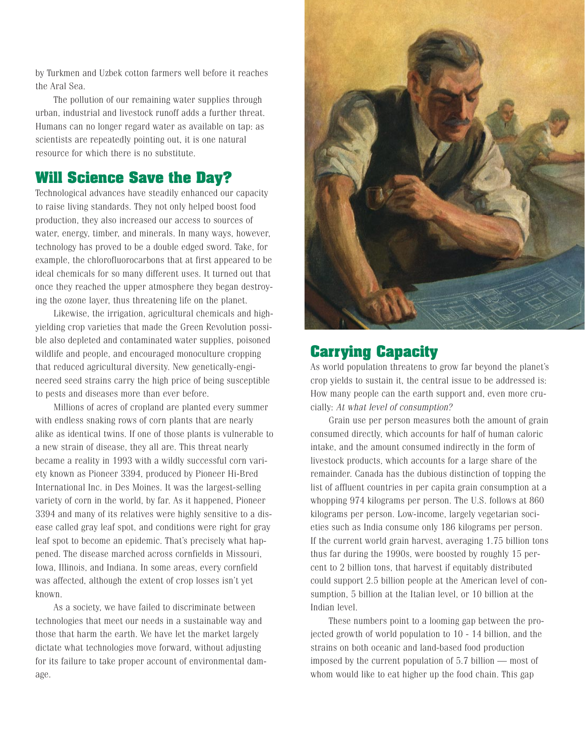by Turkmen and Uzbek cotton farmers well before it reaches the Aral Sea.

The pollution of our remaining water supplies through urban, industrial and livestock runoff adds a further threat. Humans can no longer regard water as available on tap: as scientists are repeatedly pointing out, it is one natural resource for which there is no substitute.

## Will Science Save the Day?

Technological advances have steadily enhanced our capacity to raise living standards. They not only helped boost food production, they also increased our access to sources of water, energy, timber, and minerals. In many ways, however, technology has proved to be a double edged sword. Take, for example, the chlorofluorocarbons that at first appeared to be ideal chemicals for so many different uses. It turned out that once they reached the upper atmosphere they began destroying the ozone layer, thus threatening life on the planet.

Likewise, the irrigation, agricultural chemicals and high-yielding crop varieties that made the Green Revolution possible also depleted and contaminated water supplies, poisoned wildlife and people, and encouraged monoculture cropping that reduced agricultural diversity. New genetically-engineered seed strains carry the high price of being susceptible to pests and diseases more than ever before.

Millions of acres of cropland are planted every summer with endless snaking rows of corn plants that are nearly alike as identical twins. If one of those plants is vulnerable to a new strain of disease, they all are. This threat nearly became a reality in 1993 with a wildly successful corn variety known as Pioneer 3394, produced by Pioneer Hi-Bred International Inc. in Des Moines. It was the largest-selling variety of corn in the world, by far. As it happened, Pioneer 3394 and many of its relatives were highly sensitive to a disease called gray leaf spot, and conditions were right for gray leaf spot to become an epidemic. That's precisely what happened. The disease marched across cornfields in Missouri, Iowa, Illinois, and Indiana. In some areas, every cornfield was affected, although the extent of crop losses isn't yet known.

As a society, we have failed to discriminate between technologies that meet our needs in a sustainable way and those that harm the earth. We have let the market largely dictate what technologies move forward, without adjusting for its failure to take proper account of environmental damage.

## Carrying Capacity

As world population threatens to grow far beyond the planet's crop yields to sustain it, the central issue to be addressed is: How many people can the earth support and, even more crucially: *At what level of consumption?*

Grain use per person measures both the amount of grain consumed directly, which accounts for half of human caloric intake, and the amount consumed indirectly in the form of livestock products, which accounts for a large share of the remainder. Canada has the dubious distinction of topping the list of affluent countries in per capita grain consumption at a whopping 974 kilograms per person. The U.S. follows at 860 kilograms per person. Low-income, largely vegetarian societies such as India consume only 186 kilograms per person. If the current world grain harvest, averaging 1.75 billion tons thus far during the 1990s, were boosted by roughly 15 percent to 2 billion tons, that harvest if equitably distributed could support 2.5 billion people at the American level of consumption, 5 billion at the Italian level, or 10 billion at the Indian level.

These numbers point to a looming gap between the projected growth of world population to 10 - 14 billion, and the strains on both oceanic and land-based food production imposed by the current population of 5.7 billion — most of whom would like to eat higher up the food chain. This gap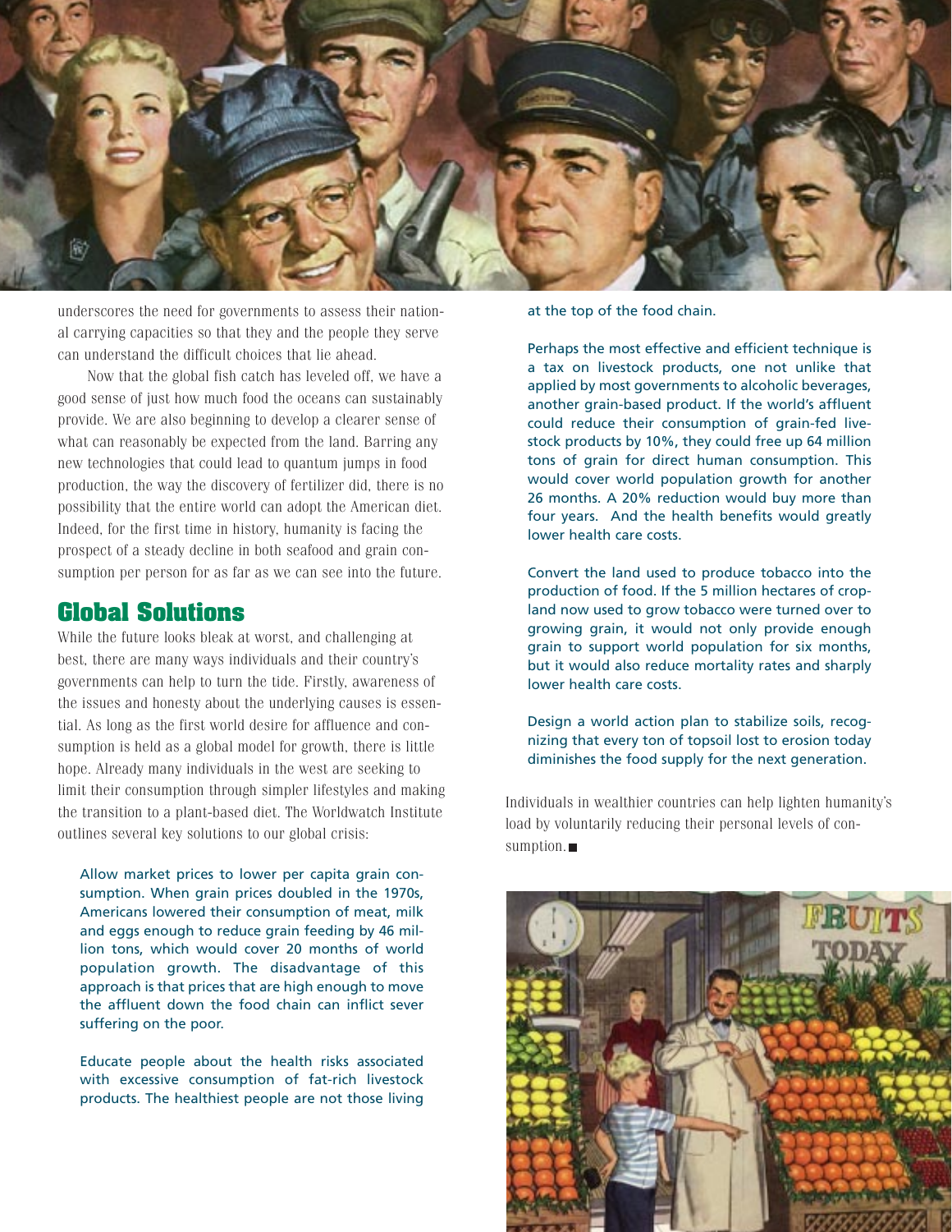underscores the need for governments to assess their national carrying capacities so that they and the people they serve can understand the difficult choices that lie ahead.

Now that the global fish catch has leveled off, we have a good sense of just how much food the oceans can sustainably provide. We are also beginning to develop a clearer sense of what can reasonably be expected from the land. Barring any new technologies that could lead to quantum jumps in food production, the way the discovery of fertilizer did, there is no possibility that the entire world can adopt the American diet. Indeed, for the first time in history, humanity is facing the prospect of a steady decline in both seafood and grain consumption per person for as far as we can see into the future.

## Global Solutions

While the future looks bleak at worst, and challenging at best, there are many ways individuals and their country's governments can help to turn the tide. Firstly, awareness of the issues and honesty about the underlying causes is essential. As long as the first world desire for affluence and consumption is held as a global model for growth, there is little hope. Already many individuals in the west are seeking to limit their consumption through simpler lifestyles and making the transition to a plant-based diet. The Worldwatch Institute outlines several key solutions to our global crisis:

Allow market prices to lower per capita grain consumption. When grain prices doubled in the 1970s, Americans lowered their consumption of meat, milk and eggs enough to reduce grain feeding by 46 million tons, which would cover 20 months of world population growth. The disadvantage of this approach is that prices that are high enough to move the affluent down the food chain can inflict sever suffering on the poor.

Educate people about the health risks associated with excessive consumption of fat-rich livestock products. The healthiest people are not those living at the top of the food chain.

Perhaps the most effective and efficient technique is a tax on livestock products, one not unlike that applied by most governments to alcoholic beverages, another grain-based product. If the world's affluent could reduce their consumption of grain-fed livestock products by 10%, they could free up 64 million tons of grain for direct human consumption. This would cover world population growth for another 26 months. A 20% reduction would buy more than four years. And the health benefits would greatly lower health care costs.

Convert the land used to produce tobacco into the production of food. If the 5 million hectares of cropland now used to grow tobacco were turned over to growing grain, it would not only provide enough grain to support world population for six months, but it would also reduce mortality rates and sharply lower health care costs.

Design a world action plan to stabilize soils, recognizing that every ton of topsoil lost to erosion today diminishes the food supply for the next generation.

Individuals in wealthier countries can help lighten humanity's load by voluntarily reducing their personal levels of consumption. ■